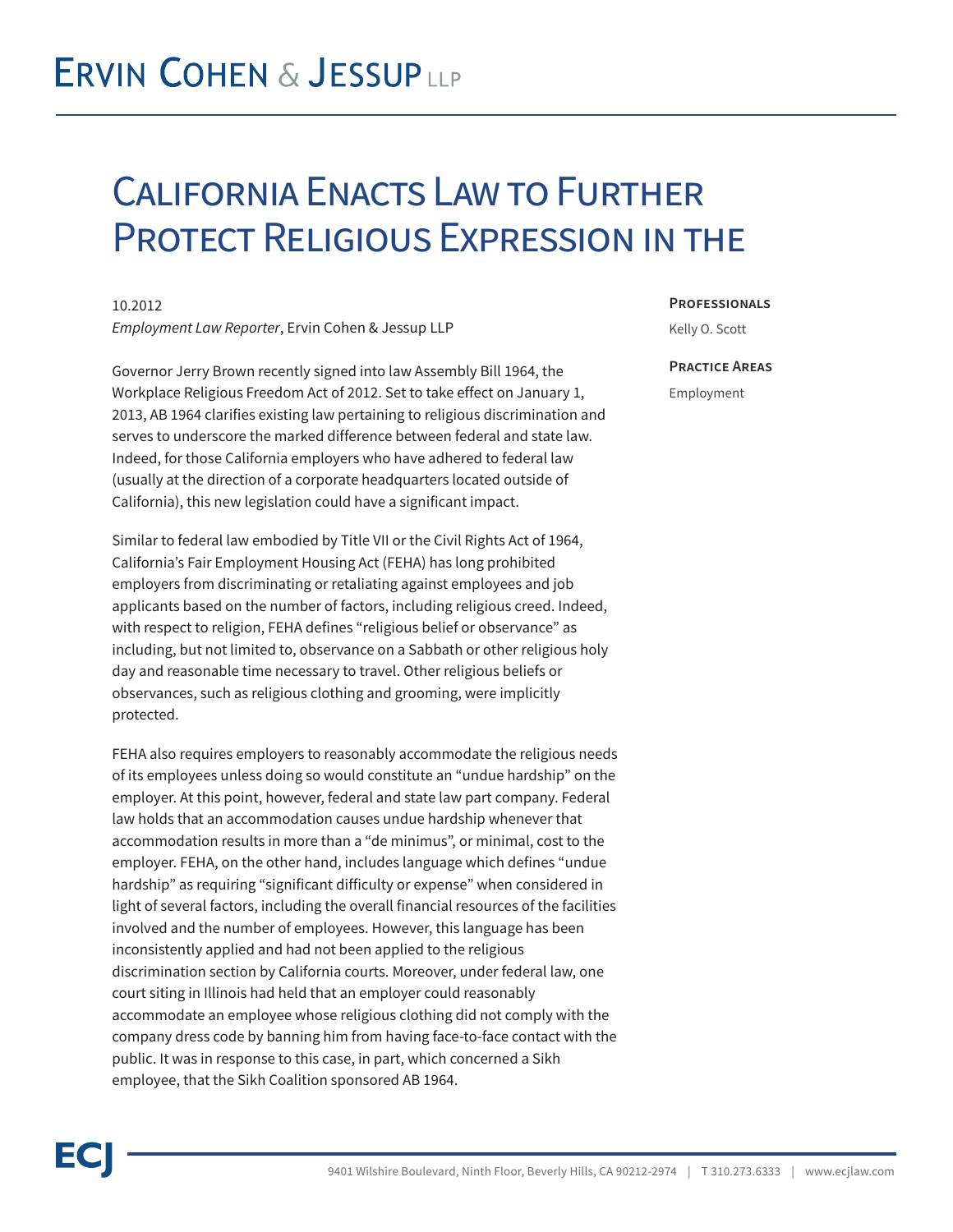# Ervin Cohen & Jessup LLP

# California Enacts Law to Further Protect Religious Expression in the

10.2012

*Employment Law Reporter*, Ervin Cohen & Jessup LLP

**Professionals**

Kelly O. Scott

**Practice Areas**

Employment

Governor Jerry Brown recently signed into law Assembly Bill 1964, the Workplace Religious Freedom Act of 2012. Set to take effect on January 1, 2013, AB 1964 clarifies existing law pertaining to religious discrimination and serves to underscore the marked difference between federal and state law. Indeed, for those California employers who have adhered to federal law (usually at the direction of a corporate headquarters located outside of California), this new legislation could have a significant impact.

Similar to federal law embodied by Title VII or the Civil Rights Act of 1964, California's Fair Employment Housing Act (FEHA) has long prohibited employers from discriminating or retaliating against employees and job applicants based on the number of factors, including religious creed. Indeed, with respect to religion, FEHA defines "religious belief or observance" as including, but not limited to, observance on a Sabbath or other religious holy day and reasonable time necessary to travel. Other religious beliefs or observances, such as religious clothing and grooming, were implicitly protected.

FEHA also requires employers to reasonably accommodate the religious needs of its employees unless doing so would constitute an "undue hardship" on the employer. At this point, however, federal and state law part company. Federal law holds that an accommodation causes undue hardship whenever that accommodation results in more than a "de minimus", or minimal, cost to the employer. FEHA, on the other hand, includes language which defines "undue hardship" as requiring "significant difficulty or expense" when considered in light of several factors, including the overall financial resources of the facilities involved and the number of employees. However, this language has been inconsistently applied and had not been applied to the religious discrimination section by California courts. Moreover, under federal law, one court siting in Illinois had held that an employer could reasonably accommodate an employee whose religious clothing did not comply with the company dress code by banning him from having face-to-face contact with the public. It was in response to this case, in part, which concerned a Sikh employee, that the Sikh Coalition sponsored AB 1964.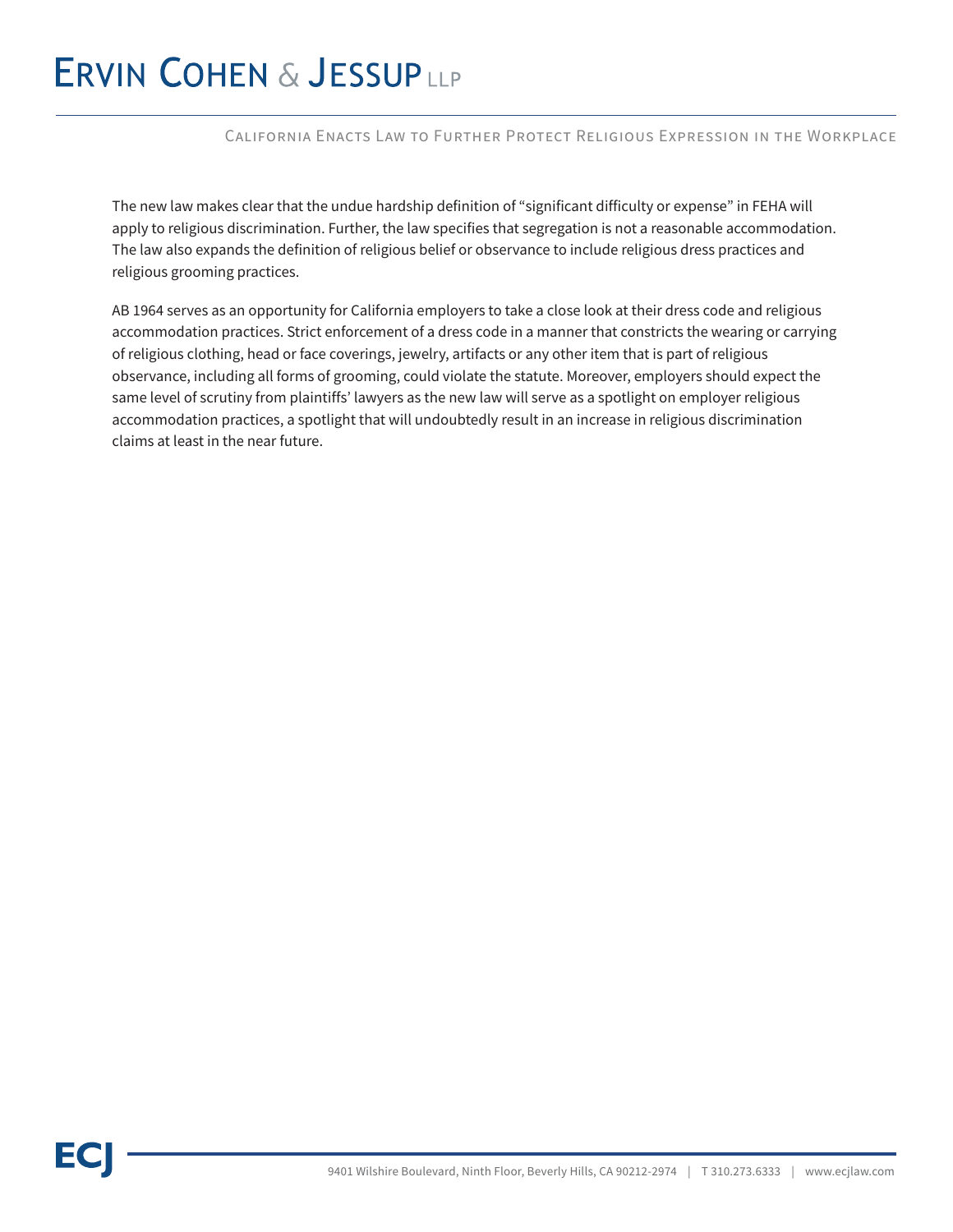The new law makes clear that the undue hardship definition of "significant difficulty or expense" in FEHA will apply to religious discrimination. Further, the law specifies that segregation is not a reasonable accommodation. The law also expands the definition of religious belief or observance to include religious dress practices and religious grooming practices.

AB 1964 serves as an opportunity for California employers to take a close look at their dress code and religious accommodation practices. Strict enforcement of a dress code in a manner that constricts the wearing or carrying of religious clothing, head or face coverings, jewelry, artifacts or any other item that is part of religious observance, including all forms of grooming, could violate the statute. Moreover, employers should expect the same level of scrutiny from plaintiffs' lawyers as the new law will serve as a spotlight on employer religious accommodation practices, a spotlight that will undoubtedly result in an increase in religious discrimination claims at least in the near future.